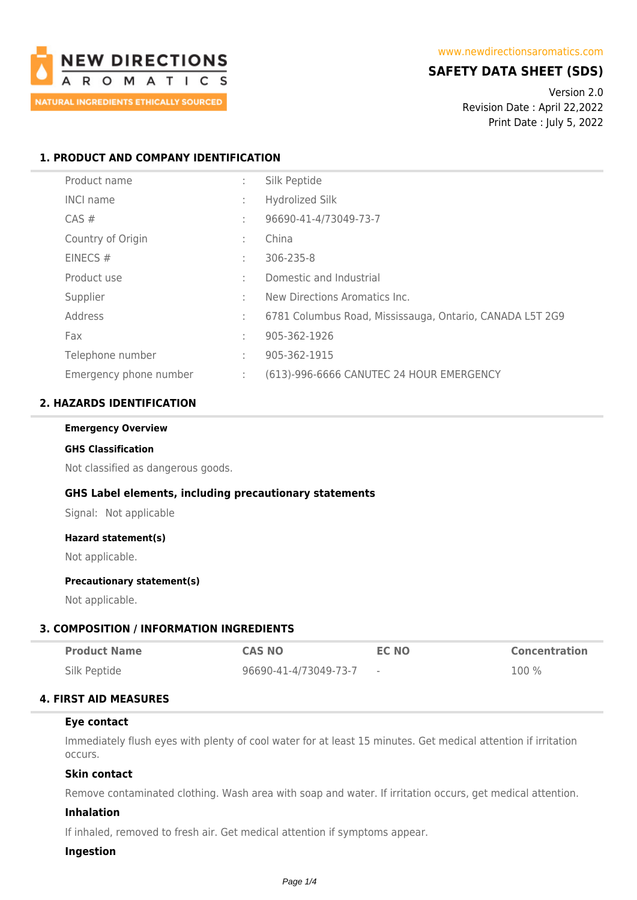NEW DIRECTIONS AROMATICS

NATURAL INGREDIENTS ETHICALLY SOURCED

www.newdirectionsaromatics.com

# SAFETY DATA SHEET (SDS)

Version 2.0
Revision Date : April 22,2022
Print Date : July 5, 2022

## 1. PRODUCT AND COMPANY IDENTIFICATION

| | | |
|---|---|---|
| Product name | : | Silk Peptide |
| INCI name | : | Hydrolized Silk |
| CAS # | : | 96690-41-4/73049-73-7 |
| Country of Origin | : | China |
| EINECS # | : | 306-235-8 |
| Product use | : | Domestic and Industrial |
| Supplier | : | New Directions Aromatics Inc. |
| Address | : | 6781 Columbus Road, Mississauga, Ontario, CANADA L5T 2G9 |
| Fax | : | 905-362-1926 |
| Telephone number | : | 905-362-1915 |
| Emergency phone number | : | (613)-996-6666 CANUTEC 24 HOUR EMERGENCY |

## 2. HAZARDS IDENTIFICATION

**Emergency Overview**

**GHS Classification**

Not classified as dangerous goods.

### GHS Label elements, including precautionary statements

Signal: Not applicable

**Hazard statement(s)**

Not applicable.

**Precautionary statement(s)**

Not applicable.

## 3. COMPOSITION / INFORMATION INGREDIENTS

| Product Name | CAS NO | EC NO | Concentration |
|---|---|---|---|
| Silk Peptide | 96690-41-4/73049-73-7 | - | 100 % |

## 4. FIRST AID MEASURES

**Eye contact**

Immediately flush eyes with plenty of cool water for at least 15 minutes. Get medical attention if irritation occurs.

**Skin contact**

Remove contaminated clothing. Wash area with soap and water. If irritation occurs, get medical attention.

**Inhalation**

If inhaled, removed to fresh air. Get medical attention if symptoms appear.

**Ingestion**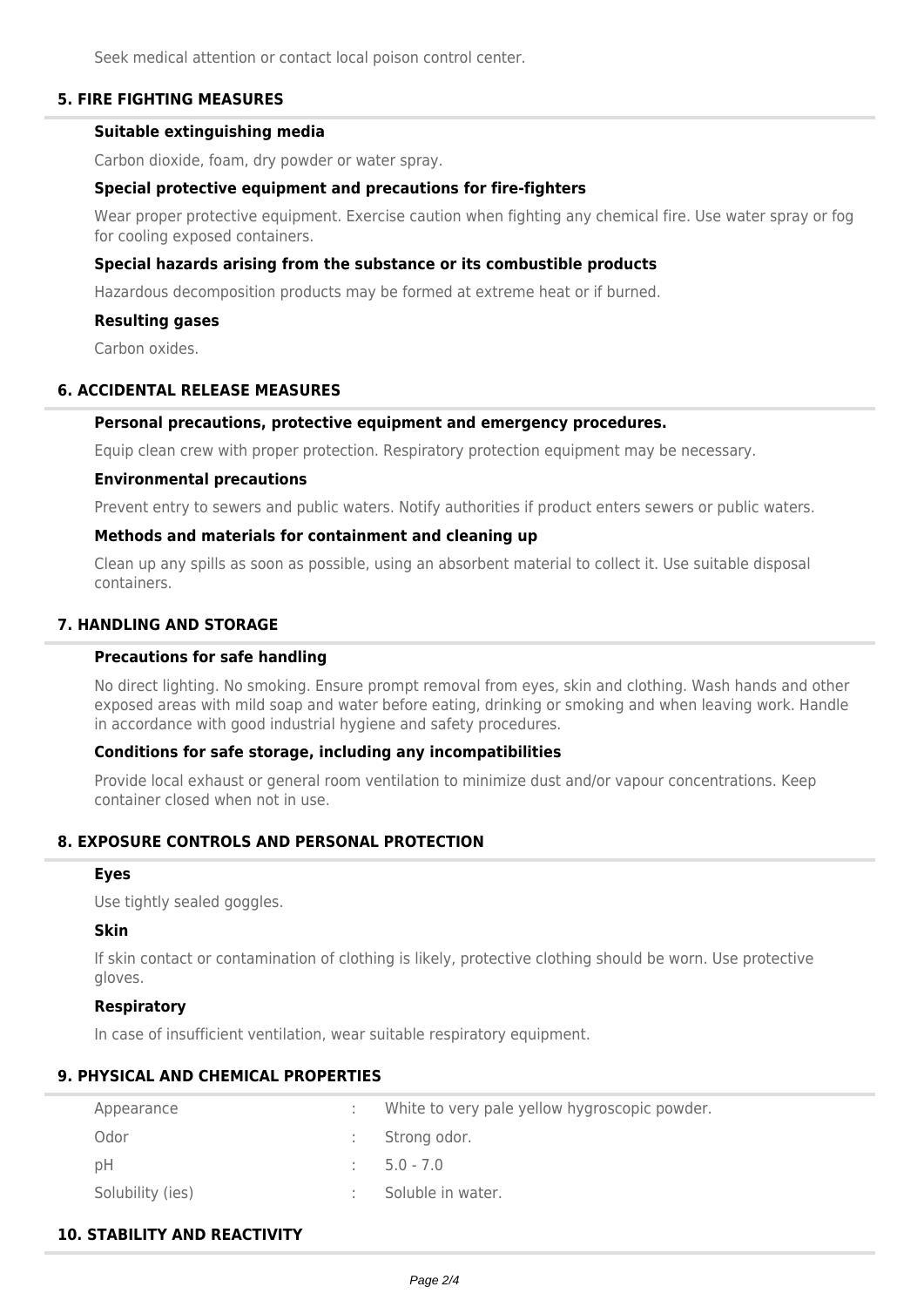Seek medical attention or contact local poison control center.

## 5. FIRE FIGHTING MEASURES

### Suitable extinguishing media

Carbon dioxide, foam, dry powder or water spray.

### Special protective equipment and precautions for fire-fighters

Wear proper protective equipment. Exercise caution when fighting any chemical fire. Use water spray or fog for cooling exposed containers.

### Special hazards arising from the substance or its combustible products

Hazardous decomposition products may be formed at extreme heat or if burned.

### Resulting gases

Carbon oxides.

## 6. ACCIDENTAL RELEASE MEASURES

### Personal precautions, protective equipment and emergency procedures.

Equip clean crew with proper protection. Respiratory protection equipment may be necessary.

### Environmental precautions

Prevent entry to sewers and public waters. Notify authorities if product enters sewers or public waters.

### Methods and materials for containment and cleaning up

Clean up any spills as soon as possible, using an absorbent material to collect it. Use suitable disposal containers.

## 7. HANDLING AND STORAGE

### Precautions for safe handling

No direct lighting. No smoking. Ensure prompt removal from eyes, skin and clothing. Wash hands and other exposed areas with mild soap and water before eating, drinking or smoking and when leaving work. Handle in accordance with good industrial hygiene and safety procedures.

### Conditions for safe storage, including any incompatibilities

Provide local exhaust or general room ventilation to minimize dust and/or vapour concentrations. Keep container closed when not in use.

## 8. EXPOSURE CONTROLS AND PERSONAL PROTECTION

### Eyes

Use tightly sealed goggles.

### Skin

If skin contact or contamination of clothing is likely, protective clothing should be worn. Use protective gloves.

### Respiratory

In case of insufficient ventilation, wear suitable respiratory equipment.

## 9. PHYSICAL AND CHEMICAL PROPERTIES

| | | |
|---|---|---|
| Appearance | : | White to very pale yellow hygroscopic powder. |
| Odor | : | Strong odor. |
| pH | : | 5.0 - 7.0 |
| Solubility (ies) | : | Soluble in water. |

## 10. STABILITY AND REACTIVITY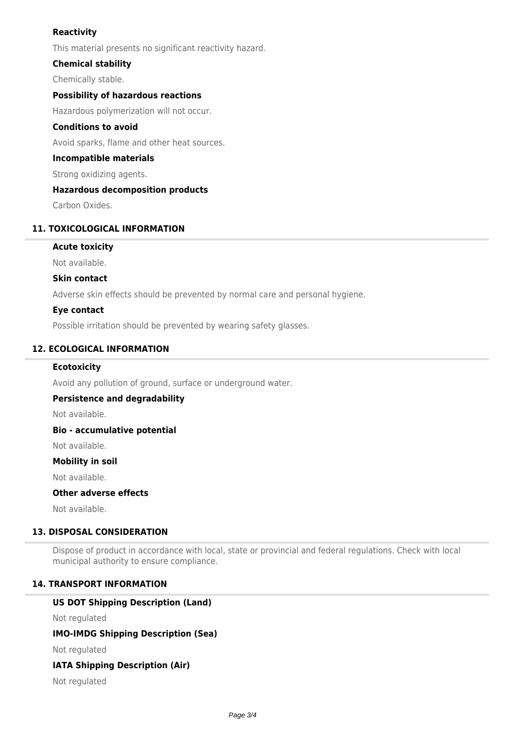### Reactivity

This material presents no significant reactivity hazard.

### Chemical stability

Chemically stable.

### Possibility of hazardous reactions

Hazardous polymerization will not occur.

### Conditions to avoid

Avoid sparks, flame and other heat sources.

### Incompatible materials

Strong oxidizing agents.

### Hazardous decomposition products

Carbon Oxides.

## 11. TOXICOLOGICAL INFORMATION

### Acute toxicity

Not available.

### Skin contact

Adverse skin effects should be prevented by normal care and personal hygiene.

### Eye contact

Possible irritation should be prevented by wearing safety glasses.

## 12. ECOLOGICAL INFORMATION

### Ecotoxicity

Avoid any pollution of ground, surface or underground water.

### Persistence and degradability

Not available.

### Bio - accumulative potential

Not available.

### Mobility in soil

Not available.

### Other adverse effects

Not available.

## 13. DISPOSAL CONSIDERATION

Dispose of product in accordance with local, state or provincial and federal regulations. Check with local municipal authority to ensure compliance.

## 14. TRANSPORT INFORMATION

### US DOT Shipping Description (Land)

Not regulated

### IMO-IMDG Shipping Description (Sea)

Not regulated

### IATA Shipping Description (Air)

Not regulated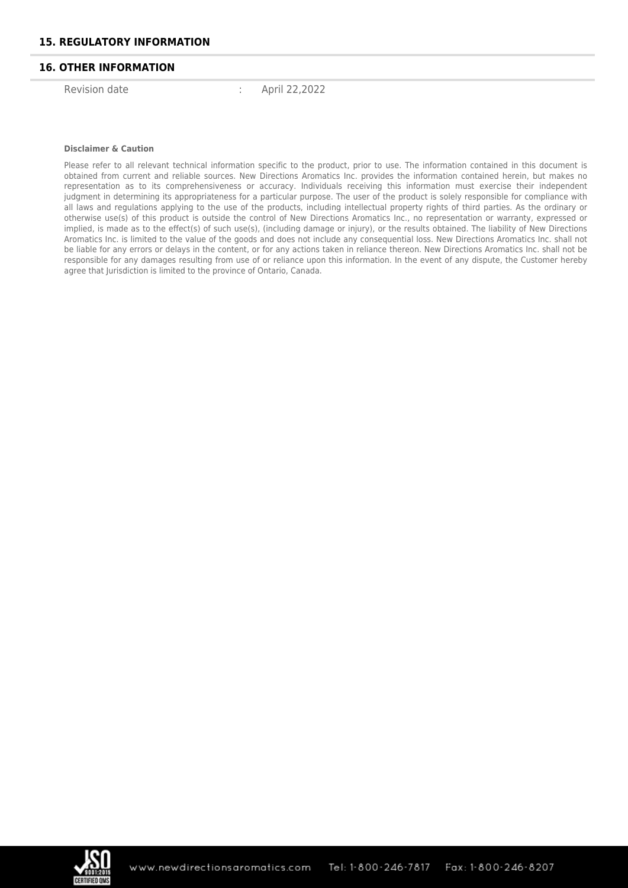## 15. REGULATORY INFORMATION

## 16. OTHER INFORMATION

Revision date : April 22,2022

**Disclaimer & Caution**

Please refer to all relevant technical information specific to the product, prior to use. The information contained in this document is obtained from current and reliable sources. New Directions Aromatics Inc. provides the information contained herein, but makes no representation as to its comprehensiveness or accuracy. Individuals receiving this information must exercise their independent judgment in determining its appropriateness for a particular purpose. The user of the product is solely responsible for compliance with all laws and regulations applying to the use of the products, including intellectual property rights of third parties. As the ordinary or otherwise use(s) of this product is outside the control of New Directions Aromatics Inc., no representation or warranty, expressed or implied, is made as to the effect(s) of such use(s), (including damage or injury), or the results obtained. The liability of New Directions Aromatics Inc. is limited to the value of the goods and does not include any consequential loss. New Directions Aromatics Inc. shall not be liable for any errors or delays in the content, or for any actions taken in reliance thereon. New Directions Aromatics Inc. shall not be responsible for any damages resulting from use of or reliance upon this information. In the event of any dispute, the Customer hereby agree that Jurisdiction is limited to the province of Ontario, Canada.